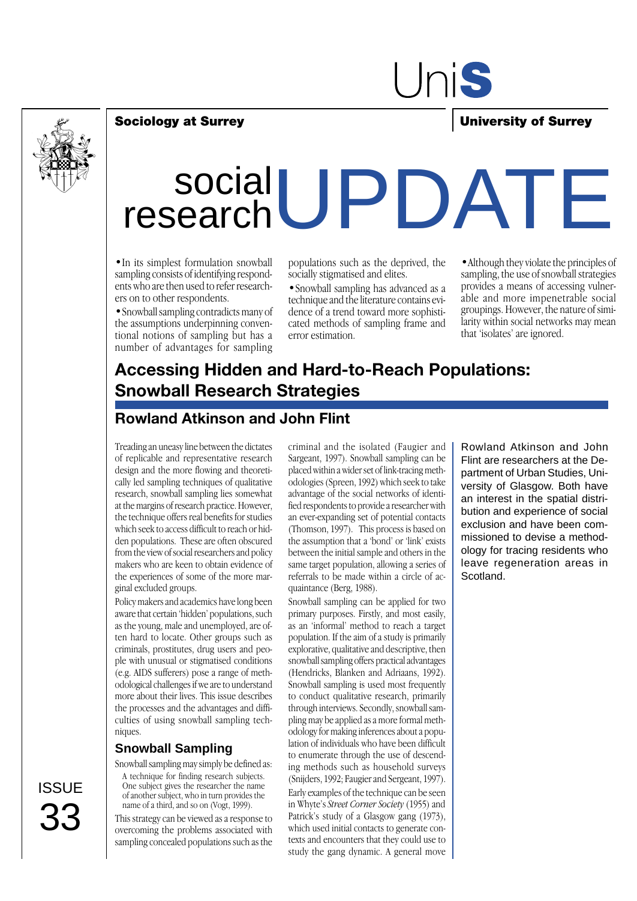Sociology at Surrey

University of Surrey

# social research UPDATE

- In its simplest formulation snowball sampling consists of identifying respondents who are then used to refer researchers on to other respondents.
- Snowball sampling contradicts many of the assumptions underpinning conventional notions of sampling but has a number of advantages for sampling populations such as the deprived, the socially stigmatised and elites.
- Snowball sampling has advanced as a technique and the literature contains evidence of a trend toward more sophisticated methods of sampling frame and error estimation.
- Although they violate the principles of sampling, the use of snowball strategies provides a means of accessing vulnerable and more impenetrable social groupings. However, the nature of similarity within social networks may mean that 'isolates' are ignored.

## Accessing Hidden and Hard-to-Reach Populations: Snowball Research Strategies

### Rowland Atkinson and John Flint

Rowland Atkinson and John Flint are researchers at the Department of Urban Studies, University of Glasgow. Both have an interest in the spatial distribution and experience of social exclusion and have been commissioned to devise a methodology for tracing residents who leave regeneration areas in Scotland.

Treading an uneasy line between the dictates of replicable and representative research design and the more flowing and theoretically led sampling techniques of qualitative research, snowball sampling lies somewhat at the margins of research practice. However, the technique offers real benefits for studies which seek to access difficult to reach or hidden populations. These are often obscured from the view of social researchers and policy makers who are keen to obtain evidence of the experiences of some of the more marginal excluded groups.

Policy makers and academics have long been aware that certain 'hidden' populations, such as the young, male and unemployed, are often hard to locate. Other groups such as criminals, prostitutes, drug users and people with unusual or stigmatised conditions (e.g. AIDS sufferers) pose a range of methodological challenges if we are to understand more about their lives. This issue describes the processes and the advantages and difficulties of using snowball sampling techniques.

### Snowball Sampling

Snowball sampling may simply be defined as:

> A technique for finding research subjects. One subject gives the researcher the name of another subject, who in turn provides the name of a third, and so on (Vogt, 1999).

This strategy can be viewed as a response to overcoming the problems associated with sampling concealed populations such as the criminal and the isolated (Faugier and Sargeant, 1997). Snowball sampling can be placed within a wider set of link-tracing methodologies (Spreen, 1992) which seek to take advantage of the social networks of identified respondents to provide a researcher with an ever-expanding set of potential contacts (Thomson, 1997). This process is based on the assumption that a 'bond' or 'link' exists between the initial sample and others in the same target population, allowing a series of referrals to be made within a circle of acquaintance (Berg, 1988).

Snowball sampling can be applied for two primary purposes. Firstly, and most easily, as an 'informal' method to reach a target population. If the aim of a study is primarily explorative, qualitative and descriptive, then snowball sampling offers practical advantages (Hendricks, Blanken and Adriaans, 1992). Snowball sampling is used most frequently to conduct qualitative research, primarily through interviews. Secondly, snowball sampling may be applied as a more formal methodology for making inferences about a population of individuals who have been difficult to enumerate through the use of descending methods such as household surveys (Snijders, 1992; Faugier and Sergeant, 1997).

Early examples of the technique can be seen in Whyte's *Street Corner Society* (1955) and Patrick's study of a Glasgow gang (1973), which used initial contacts to generate contexts and encounters that they could use to study the gang dynamic. A general move

ISSUE 33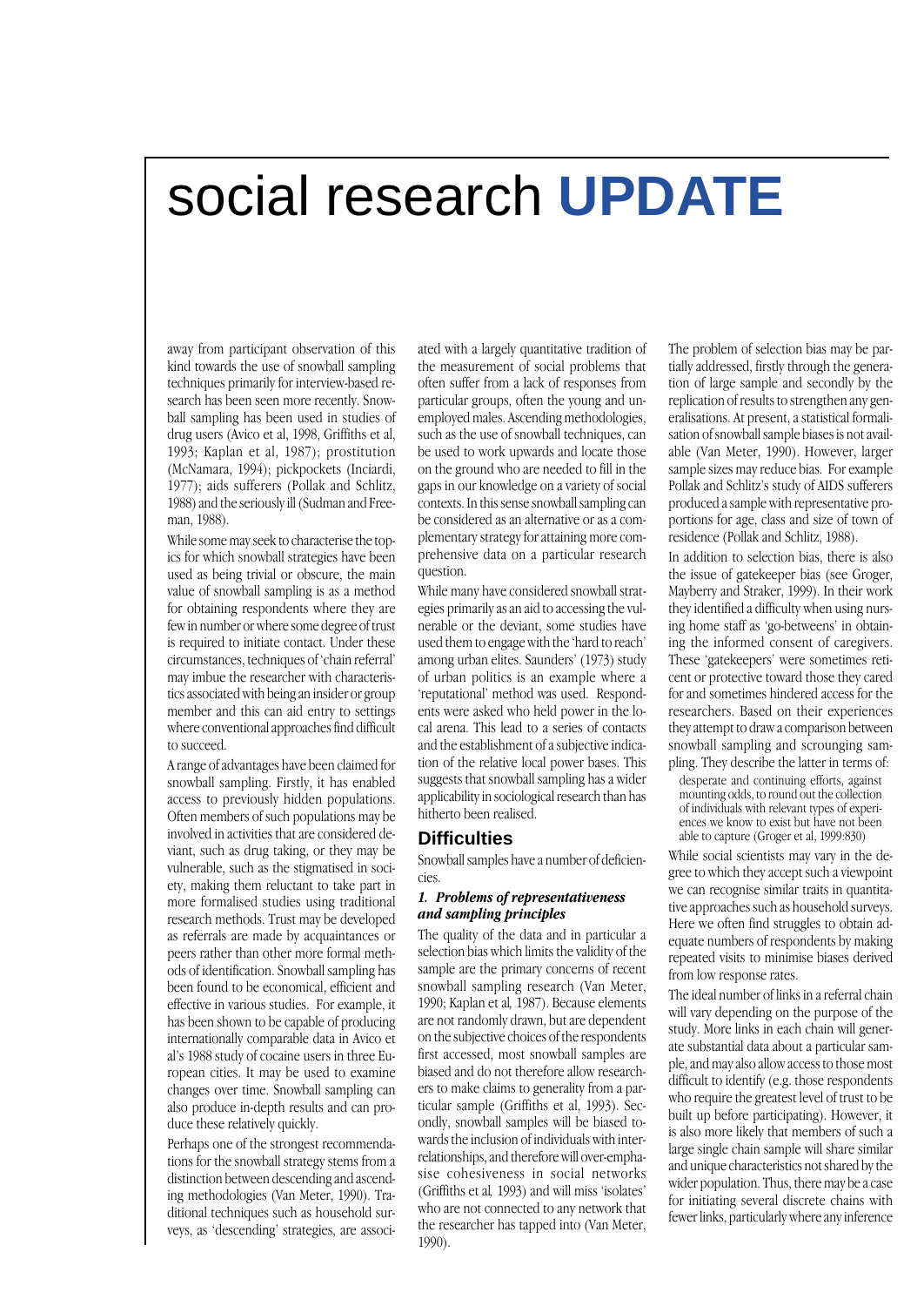away from participant observation of this kind towards the use of snowball sampling techniques primarily for interview-based research has been seen more recently. Snowball sampling has been used in studies of drug users (Avico et al, 1998, Griffiths et al, 1993; Kaplan et al, 1987); prostitution (McNamara, 1994); pickpockets (Inciardi, 1977); aids sufferers (Pollak and Schlitz, 1988) and the seriously ill (Sudman and Freeman, 1988).

While some may seek to characterise the topics for which snowball strategies have been used as being trivial or obscure, the main value of snowball sampling is as a method for obtaining respondents where they are few in number or where some degree of trust is required to initiate contact. Under these circumstances, techniques of 'chain referral' may imbue the researcher with characteristics associated with being an insider or group member and this can aid entry to settings where conventional approaches find difficult to succeed.

A range of advantages have been claimed for snowball sampling. Firstly, it has enabled access to previously hidden populations. Often members of such populations may be involved in activities that are considered deviant, such as drug taking, or they may be vulnerable, such as the stigmatised in society, making them reluctant to take part in more formalised studies using traditional research methods. Trust may be developed as referrals are made by acquaintances or peers rather than other more formal methods of identification. Snowball sampling has been found to be economical, efficient and effective in various studies. For example, it has been shown to be capable of producing internationally comparable data in Avico et al's 1988 study of cocaine users in three European cities. It may be used to examine changes over time. Snowball sampling can also produce in-depth results and can produce these relatively quickly.

Perhaps one of the strongest recommendations for the snowball strategy stems from a distinction between descending and ascending methodologies (Van Meter, 1990). Traditional techniques such as household surveys, as 'descending' strategies, are associated with a largely quantitative tradition of the measurement of social problems that often suffer from a lack of responses from particular groups, often the young and unemployed males. Ascending methodologies, such as the use of snowball techniques, can be used to work upwards and locate those on the ground who are needed to fill in the gaps in our knowledge on a variety of social contexts. In this sense snowball sampling can be considered as an alternative or as a complementary strategy for attaining more comprehensive data on a particular research question.

While many have considered snowball strategies primarily as an aid to accessing the vulnerable or the deviant, some studies have used them to engage with the 'hard to reach' among urban elites. Saunders' (1973) study of urban politics is an example where a 'reputational' method was used. Respondents were asked who held power in the local arena. This lead to a series of contacts and the establishment of a subjective indication of the relative local power bases. This suggests that snowball sampling has a wider applicability in sociological research than has hitherto been realised.

## Difficulties

Snowball samples have a number of deficiencies.

### *1. Problems of representativeness and sampling principles*

The quality of the data and in particular a selection bias which limits the validity of the sample are the primary concerns of recent snowball sampling research (Van Meter, 1990; Kaplan et al, 1987). Because elements are not randomly drawn, but are dependent on the subjective choices of the respondents first accessed, most snowball samples are biased and do not therefore allow researchers to make claims to generality from a particular sample (Griffiths et al, 1993). Secondly, snowball samples will be biased towards the inclusion of individuals with inter-relationships, and therefore will over-emphasise cohesiveness in social networks (Griffiths et al, 1993) and will miss 'isolates' who are not connected to any network that the researcher has tapped into (Van Meter, 1990).

The problem of selection bias may be partially addressed, firstly through the generation of large sample and secondly by the replication of results to strengthen any generalisations. At present, a statistical formalisation of snowball sample biases is not available (Van Meter, 1990). However, larger sample sizes may reduce bias. For example Pollak and Schlitz's study of AIDS sufferers produced a sample with representative proportions for age, class and size of town of residence (Pollak and Schlitz, 1988).

In addition to selection bias, there is also the issue of gatekeeper bias (see Groger, Mayberry and Straker, 1999). In their work they identified a difficulty when using nursing home staff as 'go-betweens' in obtaining the informed consent of caregivers. These 'gatekeepers' were sometimes reticent or protective toward those they cared for and sometimes hindered access for the researchers. Based on their experiences they attempt to draw a comparison between snowball sampling and scrounging sampling. They describe the latter in terms of:

> desperate and continuing efforts, against mounting odds, to round out the collection of individuals with relevant types of experiences we know to exist but have not been able to capture (Groger et al, 1999:830)

While social scientists may vary in the degree to which they accept such a viewpoint we can recognise similar traits in quantitative approaches such as household surveys. Here we often find struggles to obtain adequate numbers of respondents by making repeated visits to minimise biases derived from low response rates.

The ideal number of links in a referral chain will vary depending on the purpose of the study. More links in each chain will generate substantial data about a particular sample, and may also allow access to those most difficult to identify (e.g. those respondents who require the greatest level of trust to be built up before participating). However, it is also more likely that members of such a large single chain sample will share similar and unique characteristics not shared by the wider population. Thus, there may be a case for initiating several discrete chains with fewer links, particularly where any inference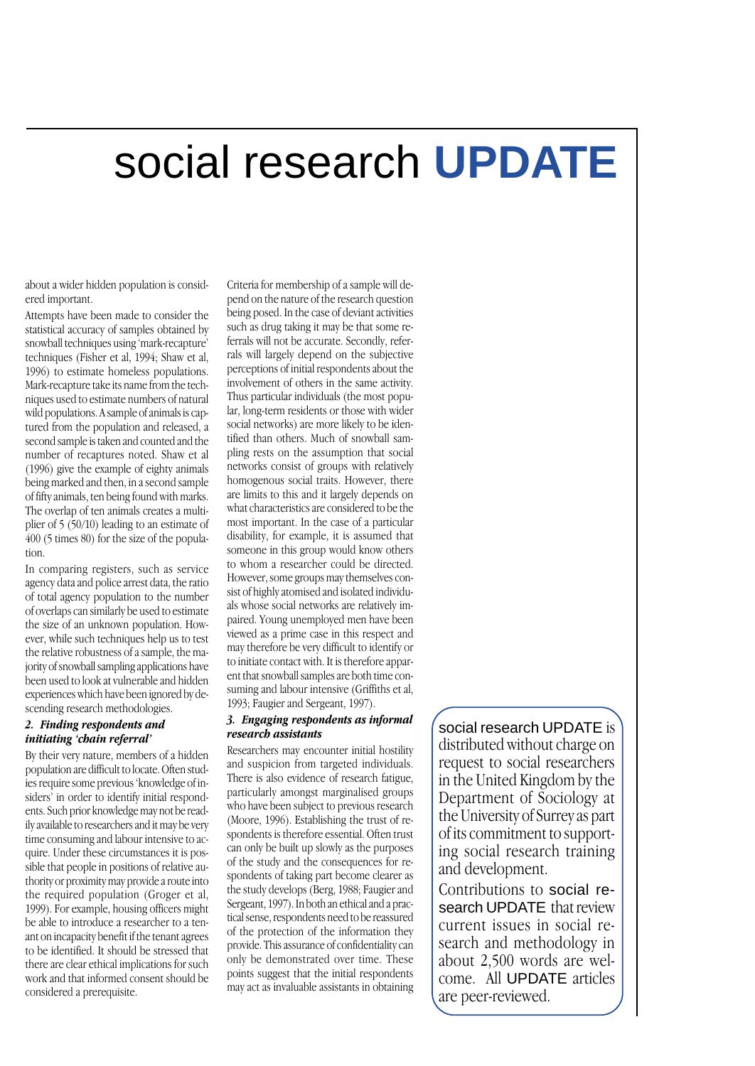about a wider hidden population is considered important.

Attempts have been made to consider the statistical accuracy of samples obtained by snowball techniques using 'mark-recapture' techniques (Fisher et al, 1994; Shaw et al, 1996) to estimate homeless populations. Mark-recapture take its name from the techniques used to estimate numbers of natural wild populations. A sample of animals is captured from the population and released, a second sample is taken and counted and the number of recaptures noted. Shaw et al (1996) give the example of eighty animals being marked and then, in a second sample of fifty animals, ten being found with marks. The overlap of ten animals creates a multiplier of 5 (50/10) leading to an estimate of 400 (5 times 80) for the size of the population.

In comparing registers, such as service agency data and police arrest data, the ratio of total agency population to the number of overlaps can similarly be used to estimate the size of an unknown population. However, while such techniques help us to test the relative robustness of a sample, the majority of snowball sampling applications have been used to look at vulnerable and hidden experiences which have been ignored by descending research methodologies.

### *2. Finding respondents and initiating 'chain referral'*

By their very nature, members of a hidden population are difficult to locate. Often studies require some previous 'knowledge of insiders' in order to identify initial respondents. Such prior knowledge may not be readily available to researchers and it may be very time consuming and labour intensive to acquire. Under these circumstances it is possible that people in positions of relative authority or proximity may provide a route into the required population (Groger et al, 1999). For example, housing officers might be able to introduce a researcher to a tenant on incapacity benefit if the tenant agrees to be identified. It should be stressed that there are clear ethical implications for such work and that informed consent should be considered a prerequisite.

Criteria for membership of a sample will depend on the nature of the research question being posed. In the case of deviant activities such as drug taking it may be that some referrals will not be accurate. Secondly, referrals will largely depend on the subjective perceptions of initial respondents about the involvement of others in the same activity. Thus particular individuals (the most popular, long-term residents or those with wider social networks) are more likely to be identified than others. Much of snowball sampling rests on the assumption that social networks consist of groups with relatively homogenous social traits. However, there are limits to this and it largely depends on what characteristics are considered to be the most important. In the case of a particular disability, for example, it is assumed that someone in this group would know others to whom a researcher could be directed. However, some groups may themselves consist of highly atomised and isolated individuals whose social networks are relatively impaired. Young unemployed men have been viewed as a prime case in this respect and may therefore be very difficult to identify or to initiate contact with. It is therefore apparent that snowball samples are both time consuming and labour intensive (Griffiths et al, 1993; Faugier and Sergeant, 1997).

### *3. Engaging respondents as informal research assistants*

Researchers may encounter initial hostility and suspicion from targeted individuals. There is also evidence of research fatigue, particularly amongst marginalised groups who have been subject to previous research (Moore, 1996). Establishing the trust of respondents is therefore essential. Often trust can only be built up slowly as the purposes of the study and the consequences for respondents of taking part become clearer as the study develops (Berg, 1988; Faugier and Sergeant, 1997). In both an ethical and a practical sense, respondents need to be reassured of the protection of the information they provide. This assurance of confidentiality can only be demonstrated over time. These points suggest that the initial respondents may act as invaluable assistants in obtaining

social research UPDATE is distributed without charge on request to social researchers in the United Kingdom by the Department of Sociology at the University of Surrey as part of its commitment to supporting social research training and development.

Contributions to social research UPDATE that review current issues in social research and methodology in about 2,500 words are welcome. All UPDATE articles are peer-reviewed.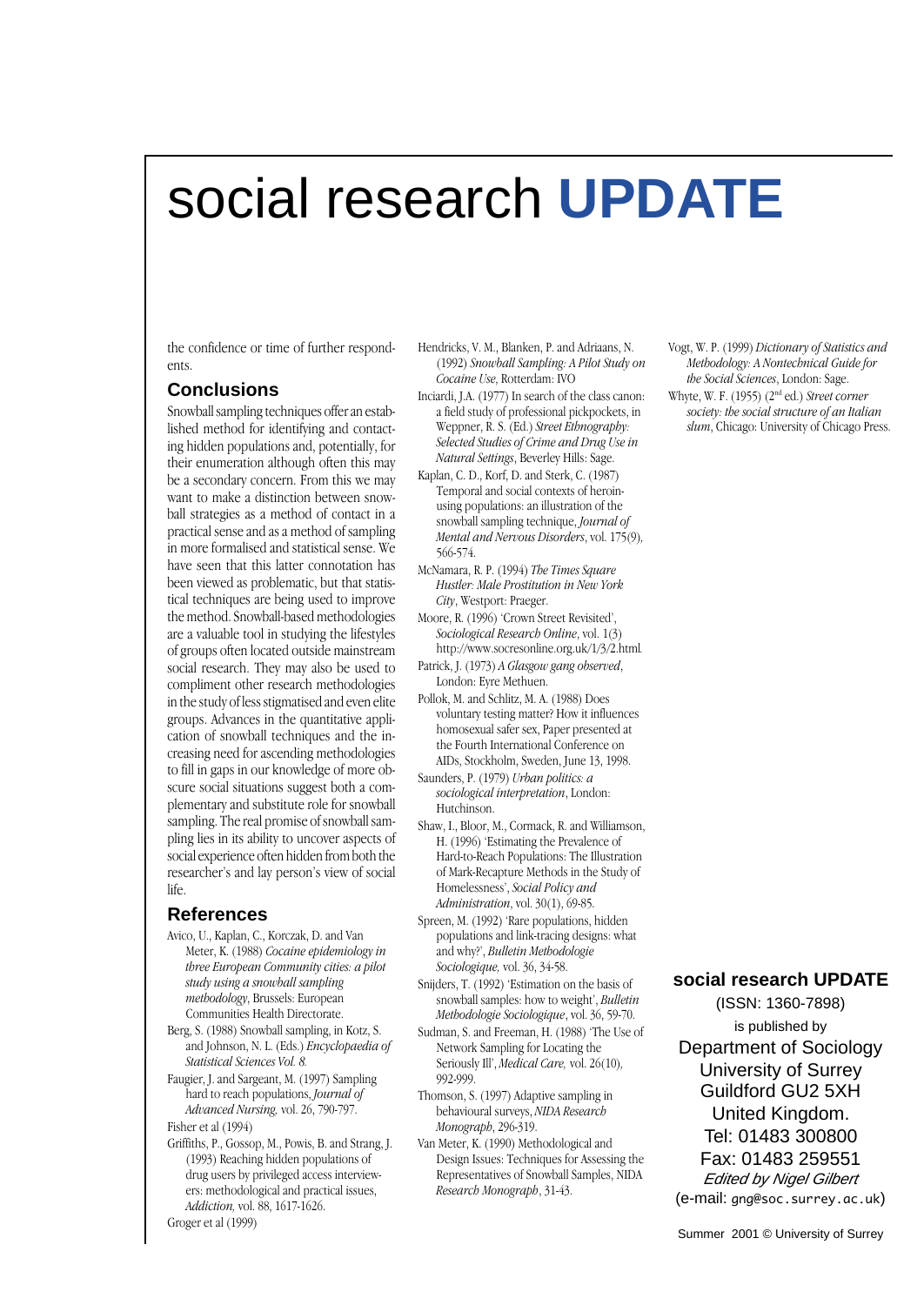the confidence or time of further respondents.

## Conclusions

Snowball sampling techniques offer an established method for identifying and contacting hidden populations and, potentially, for their enumeration although often this may be a secondary concern. From this we may want to make a distinction between snowball strategies as a method of contact in a practical sense and as a method of sampling in more formalised and statistical sense. We have seen that this latter connotation has been viewed as problematic, but that statistical techniques are being used to improve the method. Snowball-based methodologies are a valuable tool in studying the lifestyles of groups often located outside mainstream social research. They may also be used to compliment other research methodologies in the study of less stigmatised and even elite groups. Advances in the quantitative application of snowball techniques and the increasing need for ascending methodologies to fill in gaps in our knowledge of more obscure social situations suggest both a complementary and substitute role for snowball sampling. The real promise of snowball sampling lies in its ability to uncover aspects of social experience often hidden from both the researcher's and lay person's view of social life.

## References

Avico, U., Kaplan, C., Korczak, D. and Van Meter, K. (1988) *Cocaine epidemiology in three European Community cities: a pilot study using a snowball sampling methodology*, Brussels: European Communities Health Directorate.

Berg, S. (1988) Snowball sampling, in Kotz, S. and Johnson, N. L. (Eds.) *Encyclopaedia of Statistical Sciences Vol. 8.*

Faugier, J. and Sargeant, M. (1997) Sampling hard to reach populations, *Journal of Advanced Nursing,* vol. 26, 790-797.

Fisher et al (1994)

Griffiths, P., Gossop, M., Powis, B. and Strang, J. (1993) Reaching hidden populations of drug users by privileged access interviewers: methodological and practical issues, *Addiction,* vol. 88, 1617-1626.

Groger et al (1999)

Hendricks, V. M., Blanken, P. and Adriaans, N. (1992) *Snowball Sampling: A Pilot Study on Cocaine Use*, Rotterdam: IVO

Inciardi, J.A. (1977) In search of the class canon: a field study of professional pickpockets, in Weppner, R. S. (Ed.) *Street Ethnography: Selected Studies of Crime and Drug Use in Natural Settings*, Beverley Hills: Sage.

Kaplan, C. D., Korf, D. and Sterk, C. (1987) Temporal and social contexts of heroin-using populations: an illustration of the snowball sampling technique, *Journal of Mental and Nervous Disorders*, vol. 175(9), 566-574.

McNamara, R. P. (1994) *The Times Square Hustler: Male Prostitution in New York City*, Westport: Praeger.

Moore, R. (1996) 'Crown Street Revisited', *Sociological Research Online*, vol. 1(3) http://www.socresonline.org.uk/1/3/2.html.

Patrick, J. (1973) *A Glasgow gang observed*, London: Eyre Methuen.

Pollok, M. and Schlitz, M. A. (1988) Does voluntary testing matter? How it influences homosexual safer sex, Paper presented at the Fourth International Conference on AIDs, Stockholm, Sweden, June 13, 1998.

Saunders, P. (1979) *Urban politics: a sociological interpretation*, London: Hutchinson.

Shaw, I., Bloor, M., Cormack, R. and Williamson, H. (1996) 'Estimating the Prevalence of Hard-to-Reach Populations: The Illustration of Mark-Recapture Methods in the Study of Homelessness', *Social Policy and Administration*, vol. 30(1), 69-85.

Spreen, M. (1992) 'Rare populations, hidden populations and link-tracing designs: what and why?', *Bulletin Methodologie Sociologique,* vol. 36, 34-58.

Snijders, T. (1992) 'Estimation on the basis of snowball samples: how to weight', *Bulletin Methodologie Sociologique*, vol. 36, 59-70.

Sudman, S. and Freeman, H. (1988) 'The Use of Network Sampling for Locating the Seriously Ill', *Medical Care,* vol. 26(10), 992-999.

Thomson, S. (1997) Adaptive sampling in behavioural surveys, *NIDA Research Monograph*, 296-319.

Van Meter, K. (1990) Methodological and Design Issues: Techniques for Assessing the Representatives of Snowball Samples, NIDA *Research Monograph*, 31-43.

Vogt, W. P. (1999) *Dictionary of Statistics and Methodology: A Nontechnical Guide for the Social Sciences*, London: Sage.

Whyte, W. F. (1955) (2nd ed.) *Street corner society: the social structure of an Italian slum*, Chicago: University of Chicago Press.

**social research UPDATE**

(ISSN: 1360-7898)

is published by

Department of Sociology
University of Surrey
Guildford GU2 5XH
United Kingdom.
Tel: 01483 300800
Fax: 01483 259551

*Edited by Nigel Gilbert*

(e-mail: gng@soc.surrey.ac.uk)

Summer 2001 © University of Surrey